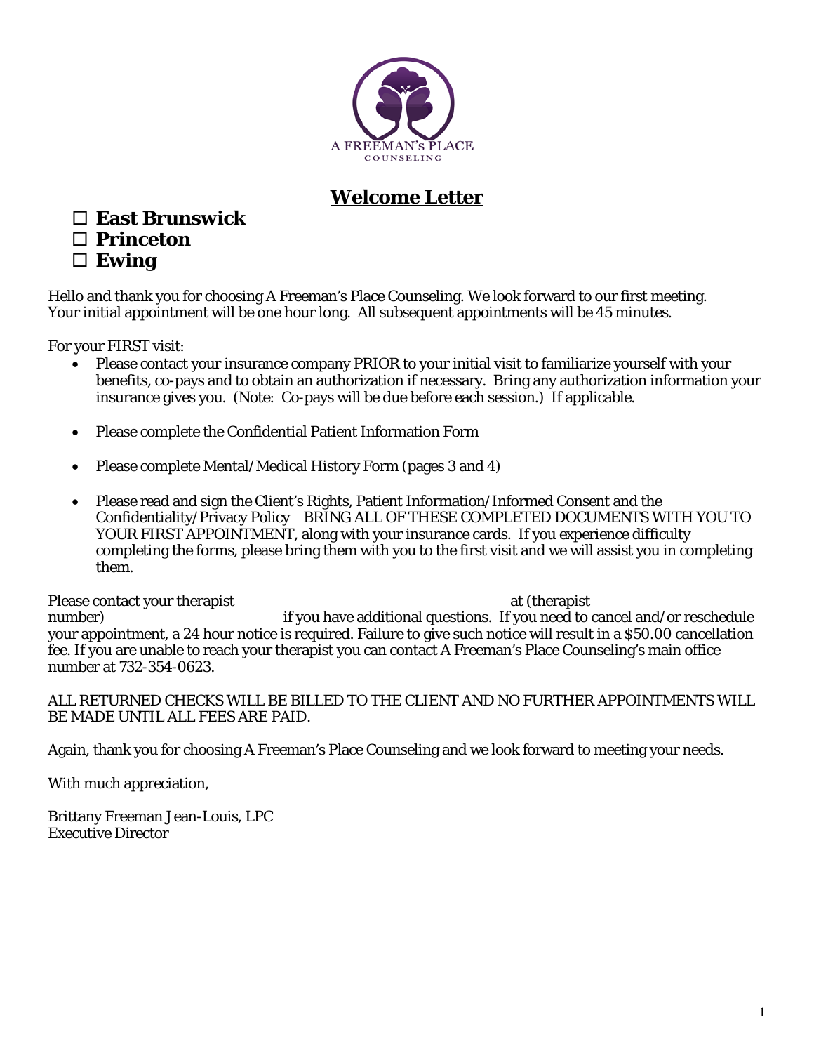A FREEMAN's PLACE
COUNSELING

# Welcome Letter

- ☐ **East Brunswick**
- ☐ **Princeton**
- ☐ **Ewing**

Hello and thank you for choosing A Freeman's Place Counseling. We look forward to our first meeting. Your initial appointment will be one hour long. All subsequent appointments will be 45 minutes.

For your FIRST visit:

- Please contact your insurance company PRIOR to your initial visit to familiarize yourself with your benefits, co-pays and to obtain an authorization if necessary. Bring any authorization information your insurance gives you. (Note: Co-pays will be due before each session.) If applicable.

- Please complete the Confidential Patient Information Form

- Please complete Mental/Medical History Form (pages 3 and 4)

- Please read and sign the Client's Rights, Patient Information/Informed Consent and the Confidentiality/Privacy Policy BRING ALL OF THESE COMPLETED DOCUMENTS WITH YOU TO YOUR FIRST APPOINTMENT, along with your insurance cards. If you experience difficulty completing the forms, please bring them with you to the first visit and we will assist you in completing them.

Please contact your therapist_______________________________ at (therapist number)___________________ if you have additional questions. If you need to cancel and/or reschedule your appointment, a 24 hour notice is required. Failure to give such notice will result in a $50.00 cancellation fee. If you are unable to reach your therapist you can contact A Freeman's Place Counseling's main office number at 732-354-0623.

ALL RETURNED CHECKS WILL BE BILLED TO THE CLIENT AND NO FURTHER APPOINTMENTS WILL BE MADE UNTIL ALL FEES ARE PAID.

Again, thank you for choosing A Freeman's Place Counseling and we look forward to meeting your needs.

With much appreciation,

Brittany Freeman Jean-Louis, LPC
Executive Director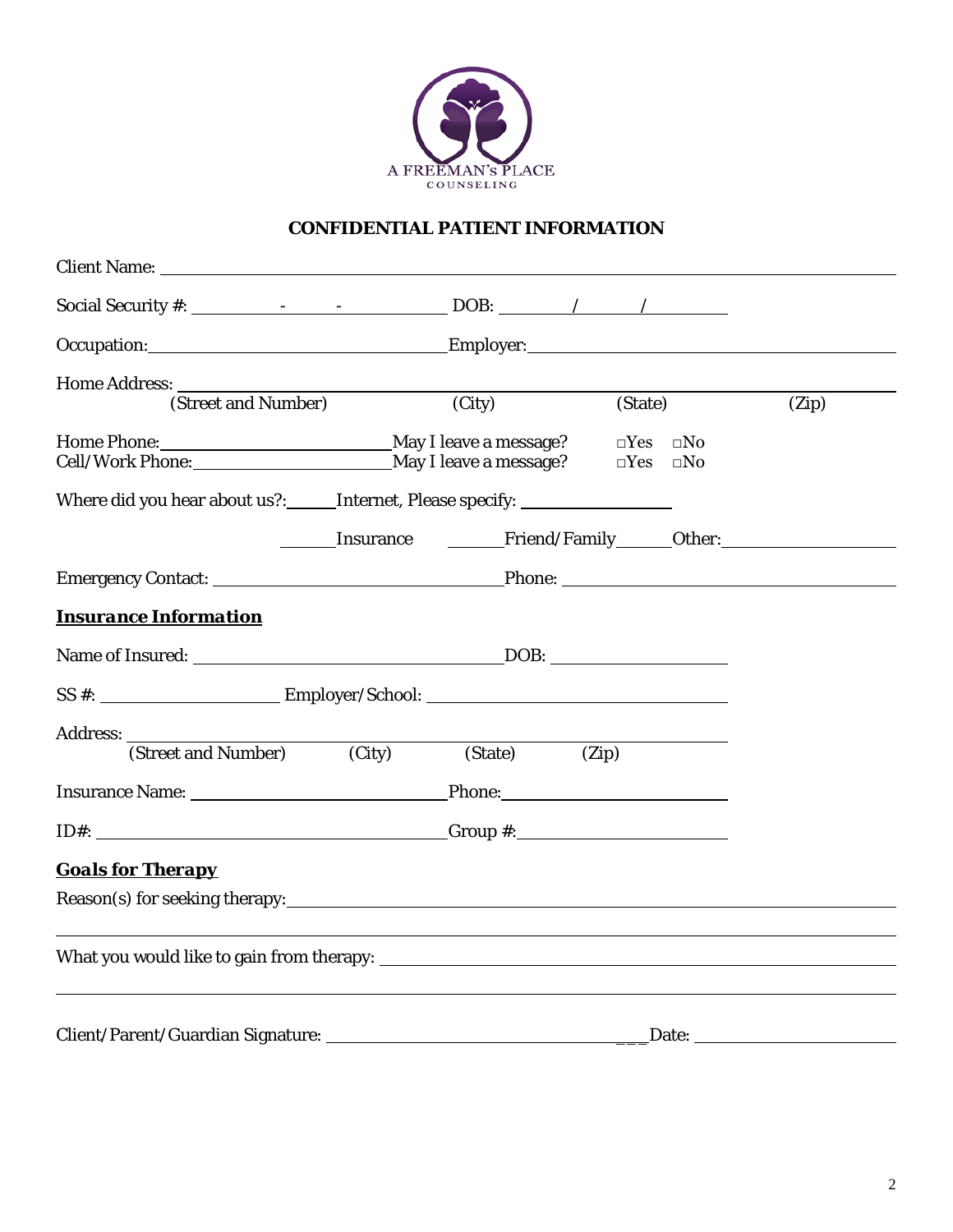A FREEMAN's PLACE
COUNSELING

# CONFIDENTIAL PATIENT INFORMATION

Client Name: ______________________________________________

Social Security #: ________ - ______ - ________ DOB: ______ / ______ / ______

Occupation: ______________________ Employer: ______________________

Home Address: ______________________________________________
(Street and Number) (City) (State) (Zip)

Home Phone: ______________________ May I leave a message? □Yes □No
Cell/Work Phone: ______________________ May I leave a message? □Yes □No

Where did you hear about us?: _____ Internet, Please specify: ______________

_____ Insurance _____ Friend/Family _____ Other: ______________

Emergency Contact: ______________________ Phone: ______________________

## ***Insurance Information***

Name of Insured: ______________________ DOB: ______________

SS #: ______________ Employer/School: ______________________

Address: ______________________________________________
(Street and Number) (City) (State) (Zip)

Insurance Name: ______________________ Phone: ______________

ID#: ______________________ Group #: ______________

## ***Goals for Therapy***

Reason(s) for seeking therapy: ______________________________________________

______________________________________________

What you would like to gain from therapy: ______________________________________________

______________________________________________

Client/Parent/Guardian Signature: ______________________ Date: ______________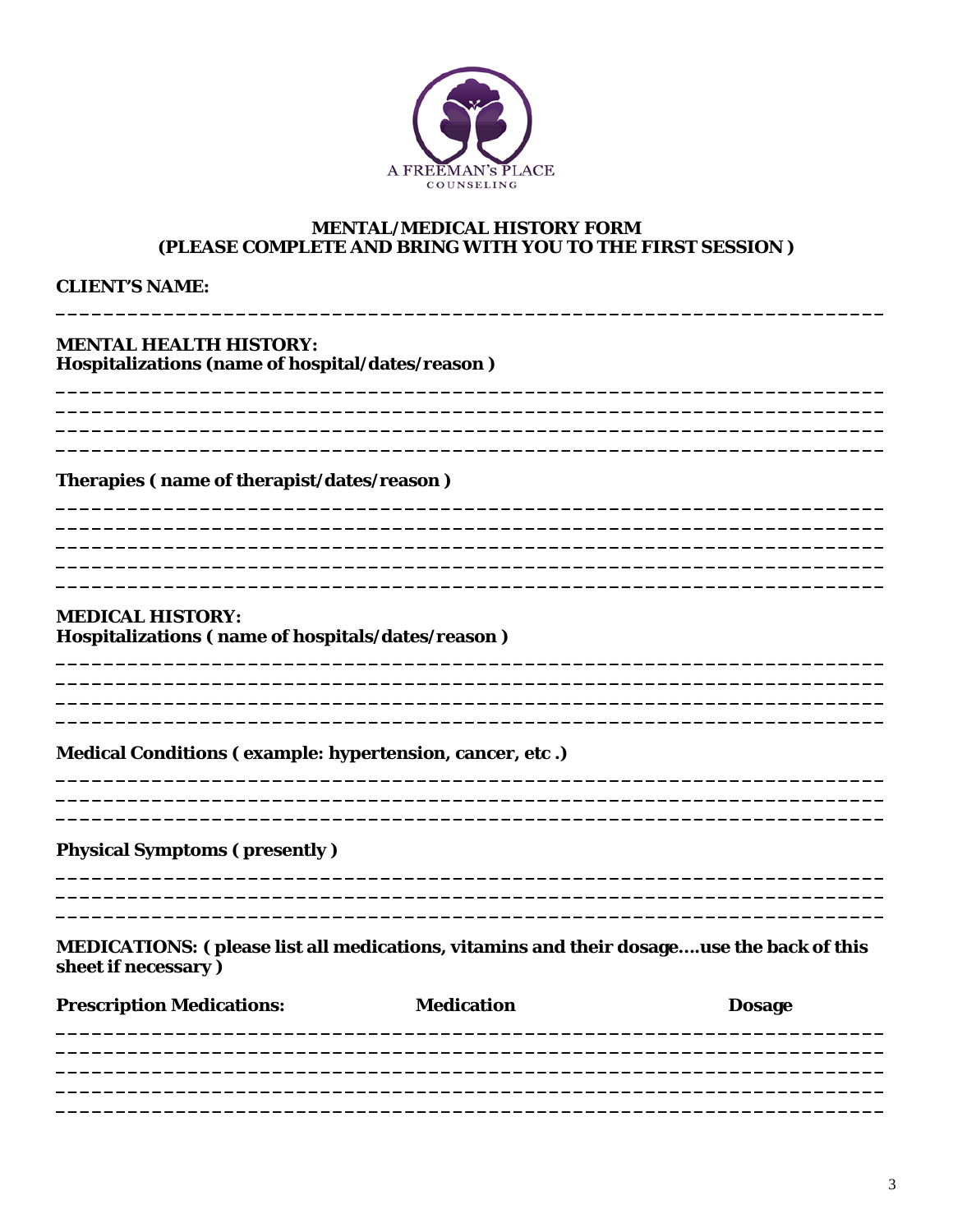A FREEMAN's PLACE

COUNSELING

## MENTAL/MEDICAL HISTORY FORM
## (PLEASE COMPLETE AND BRING WITH YOU TO THE FIRST SESSION )

**CLIENT'S NAME:**

______________________________________________________________________

**MENTAL HEALTH HISTORY:**

**Hospitalizations (name of hospital/dates/reason )**

______________________________________________________________________
______________________________________________________________________
______________________________________________________________________
______________________________________________________________________

**Therapies ( name of therapist/dates/reason )**

______________________________________________________________________
______________________________________________________________________
______________________________________________________________________
______________________________________________________________________
______________________________________________________________________

**MEDICAL HISTORY:**

**Hospitalizations ( name of hospitals/dates/reason )**

______________________________________________________________________
______________________________________________________________________
______________________________________________________________________
______________________________________________________________________

**Medical Conditions ( example: hypertension, cancer, etc .)**

______________________________________________________________________
______________________________________________________________________
______________________________________________________________________

**Physical Symptoms ( presently )**

______________________________________________________________________
______________________________________________________________________
______________________________________________________________________

**MEDICATIONS: ( please list all medications, vitamins and their dosage....use the back of this sheet if necessary )**

| Prescription Medications: | Medication | Dosage |
| --- | --- | --- |
| | | |
| | | |
| | | |
| | | |
| | | |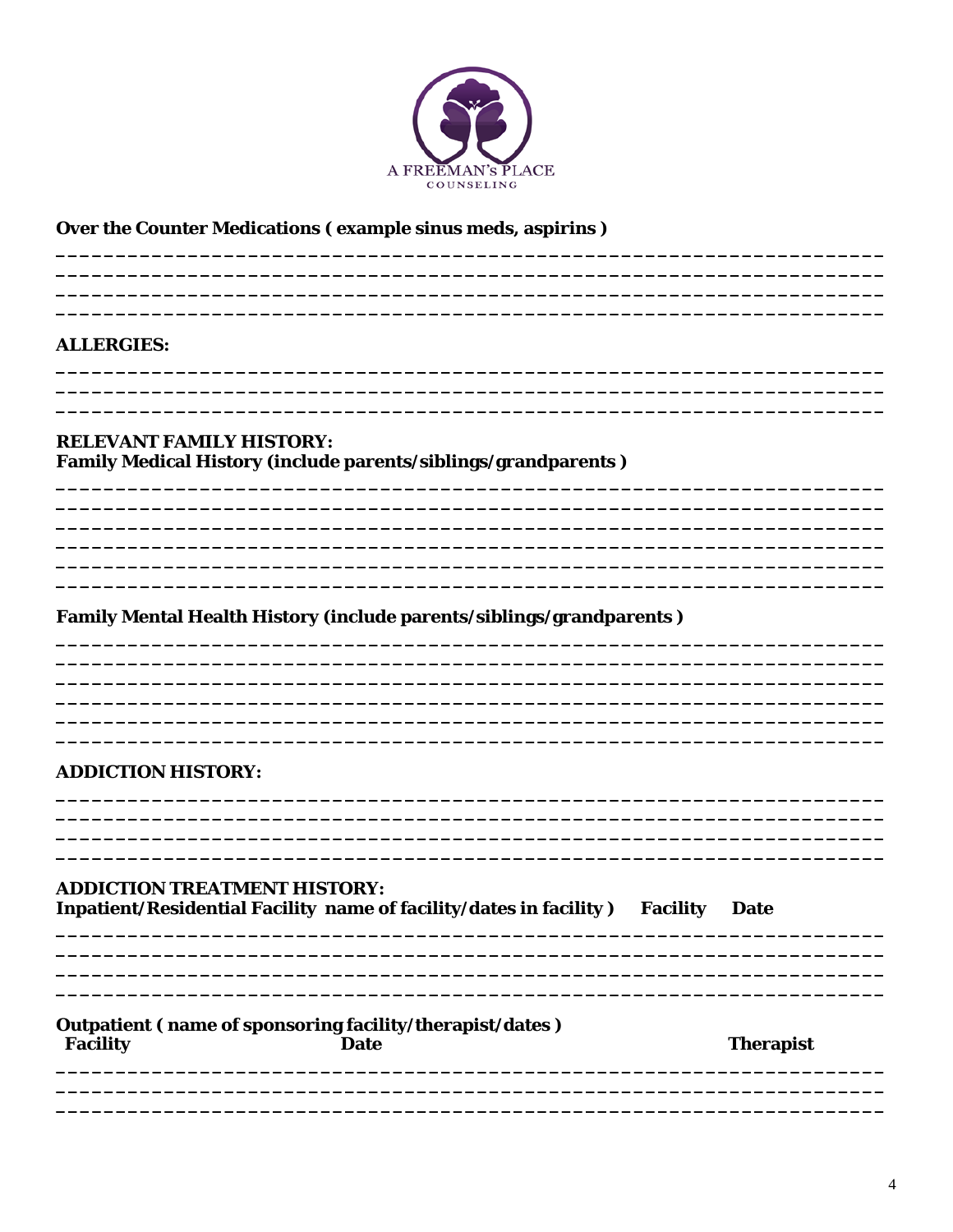A FREEMAN's PLACE
COUNSELING

**Over the Counter Medications ( example sinus meds, aspirins )**

________________________________________________________________________
________________________________________________________________________
________________________________________________________________________
________________________________________________________________________

**ALLERGIES:**

________________________________________________________________________
________________________________________________________________________
________________________________________________________________________

**RELEVANT FAMILY HISTORY:**
**Family Medical History (include parents/siblings/grandparents )**

________________________________________________________________________
________________________________________________________________________
________________________________________________________________________
________________________________________________________________________
________________________________________________________________________
________________________________________________________________________

**Family Mental Health History (include parents/siblings/grandparents )**

________________________________________________________________________
________________________________________________________________________
________________________________________________________________________
________________________________________________________________________
________________________________________________________________________
________________________________________________________________________

**ADDICTION HISTORY:**

________________________________________________________________________
________________________________________________________________________
________________________________________________________________________
________________________________________________________________________

**ADDICTION TREATMENT HISTORY:**
**Inpatient/Residential Facility name of facility/dates in facility ) Facility Date**

________________________________________________________________________
________________________________________________________________________
________________________________________________________________________
________________________________________________________________________

**Outpatient ( name of sponsoring facility/therapist/dates )**
**Facility Date Therapist**

________________________________________________________________________
________________________________________________________________________
________________________________________________________________________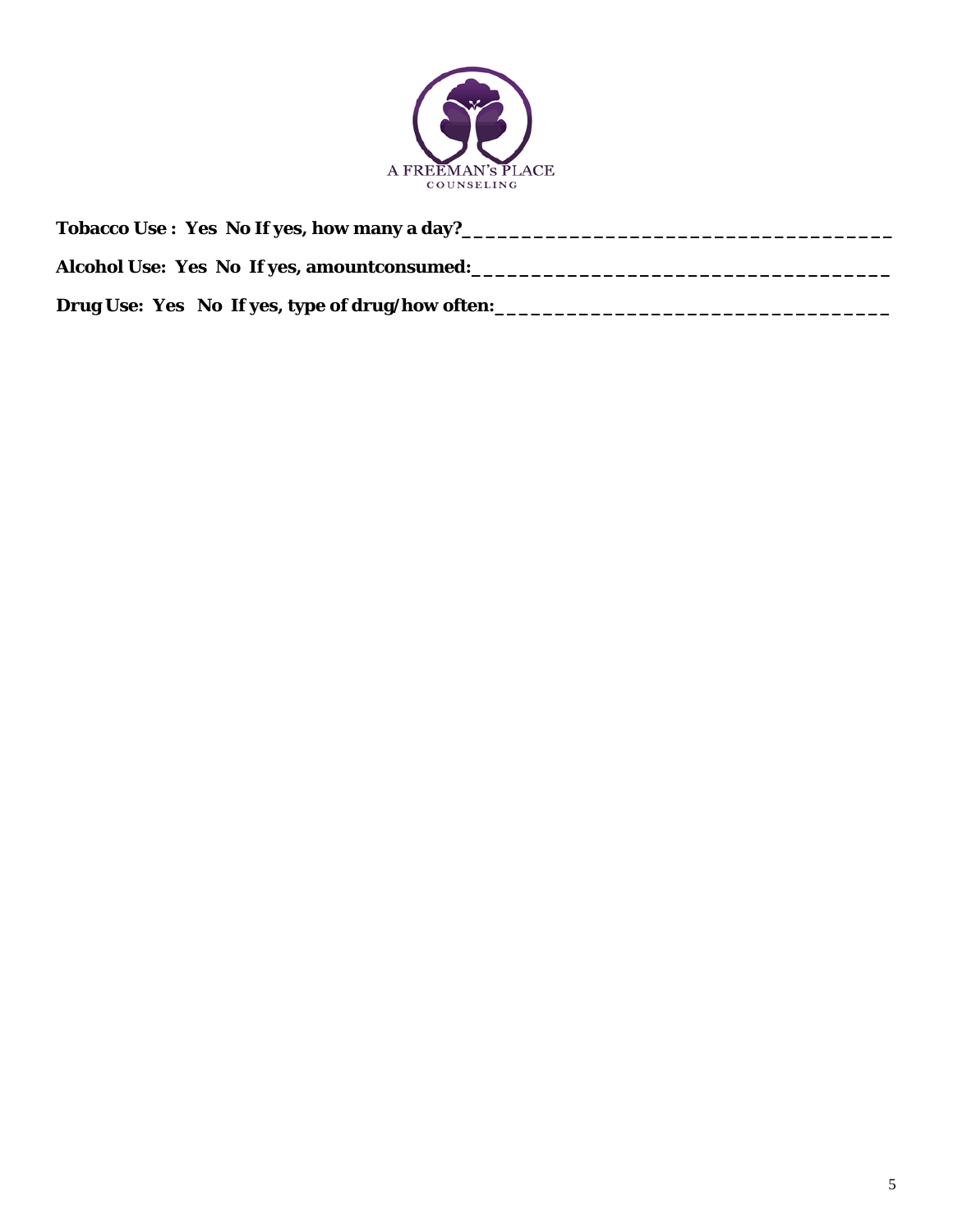**Tobacco Use : Yes No If yes, how many a day?____________________________________**

**Alcohol Use: Yes No If yes, amountconsumed:___________________________________**

**Drug Use: Yes No If yes, type of drug/how often:_________________________________**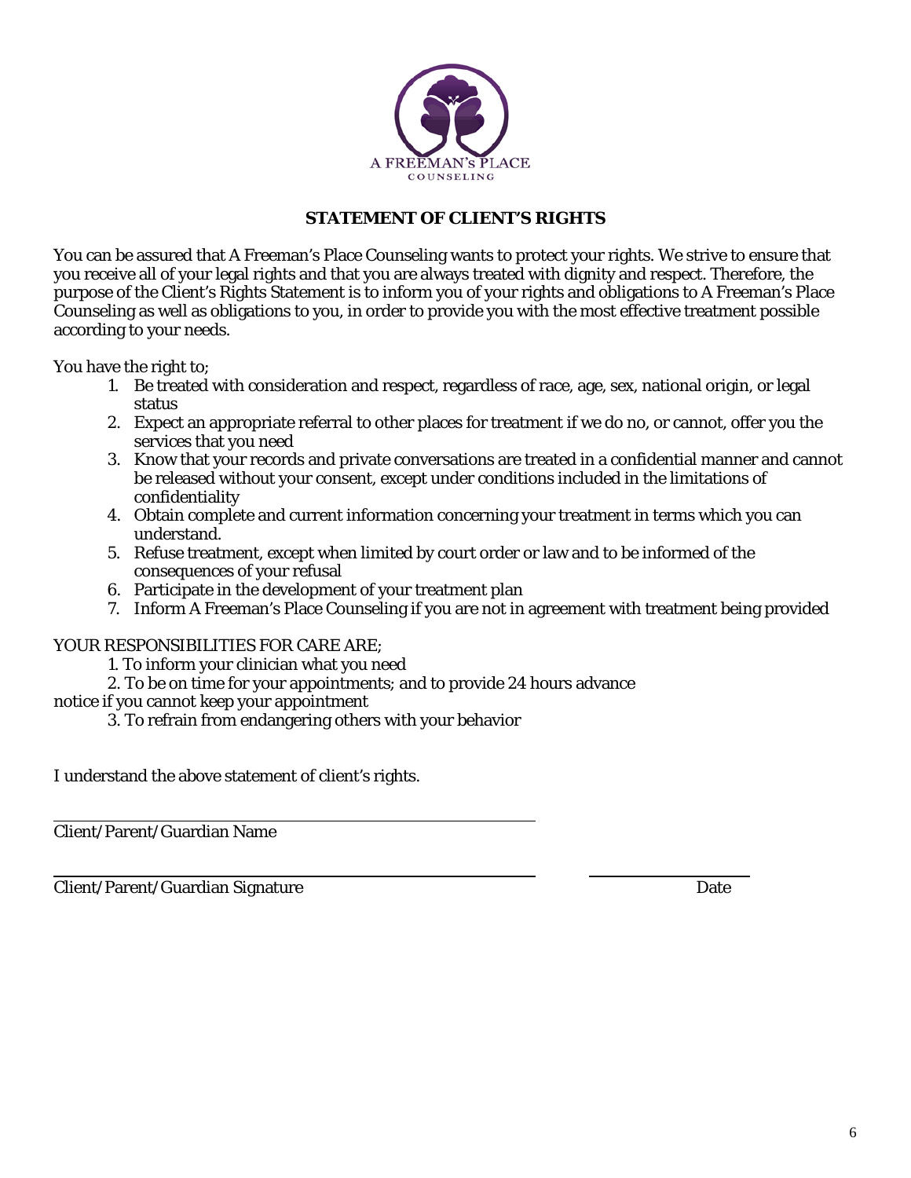A FREEMAN's PLACE
COUNSELING

# STATEMENT OF CLIENT'S RIGHTS

You can be assured that A Freeman's Place Counseling wants to protect your rights. We strive to ensure that you receive all of your legal rights and that you are always treated with dignity and respect. Therefore, the purpose of the Client's Rights Statement is to inform you of your rights and obligations to A Freeman's Place Counseling as well as obligations to you, in order to provide you with the most effective treatment possible according to your needs.

You have the right to;

1. Be treated with consideration and respect, regardless of race, age, sex, national origin, or legal status
2. Expect an appropriate referral to other places for treatment if we do no, or cannot, offer you the services that you need
3. Know that your records and private conversations are treated in a confidential manner and cannot be released without your consent, except under conditions included in the limitations of confidentiality
4. Obtain complete and current information concerning your treatment in terms which you can understand.
5. Refuse treatment, except when limited by court order or law and to be informed of the consequences of your refusal
6. Participate in the development of your treatment plan
7. Inform A Freeman's Place Counseling if you are not in agreement with treatment being provided

YOUR RESPONSIBILITIES FOR CARE ARE;

1. To inform your clinician what you need
2. To be on time for your appointments; and to provide 24 hours advance notice if you cannot keep your appointment
3. To refrain from endangering others with your behavior

I understand the above statement of client's rights.

______________________________________________
Client/Parent/Guardian Name

______________________________________________ ________________
Client/Parent/Guardian Signature Date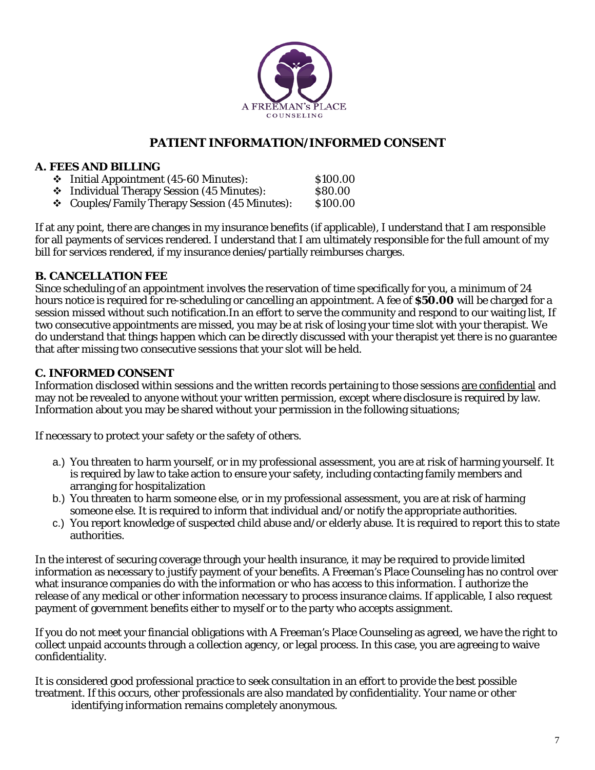# PATIENT INFORMATION/INFORMED CONSENT

## A. FEES AND BILLING

- Initial Appointment (45-60 Minutes): $100.00
- Individual Therapy Session (45 Minutes): $80.00
- Couples/Family Therapy Session (45 Minutes): $100.00

If at any point, there are changes in my insurance benefits (if applicable), I understand that I am responsible for all payments of services rendered. I understand that I am ultimately responsible for the full amount of my bill for services rendered, if my insurance denies/partially reimburses charges.

## B. CANCELLATION FEE

Since scheduling of an appointment involves the reservation of time specifically for you, a minimum of 24 hours notice is required for re-scheduling or cancelling an appointment. A fee of **$50.00** will be charged for a session missed without such notification.In an effort to serve the community and respond to our waiting list, If two consecutive appointments are missed, you may be at risk of losing your time slot with your therapist. We do understand that things happen which can be directly discussed with your therapist yet there is no guarantee that after missing two consecutive sessions that your slot will be held.

## C. INFORMED CONSENT

Information disclosed within sessions and the written records pertaining to those sessions <u>are confidential</u> and may not be revealed to anyone without your written permission, except where disclosure is required by law. Information about you may be shared without your permission in the following situations;

If necessary to protect your safety or the safety of others.

a.) You threaten to harm yourself, or in my professional assessment, you are at risk of harming yourself. It is required by law to take action to ensure your safety, including contacting family members and arranging for hospitalization

b.) You threaten to harm someone else, or in my professional assessment, you are at risk of harming someone else. It is required to inform that individual and/or notify the appropriate authorities.

c.) You report knowledge of suspected child abuse and/or elderly abuse. It is required to report this to state authorities.

In the interest of securing coverage through your health insurance, it may be required to provide limited information as necessary to justify payment of your benefits. A Freeman's Place Counseling has no control over what insurance companies do with the information or who has access to this information. I authorize the release of any medical or other information necessary to process insurance claims. If applicable, I also request payment of government benefits either to myself or to the party who accepts assignment.

If you do not meet your financial obligations with A Freeman's Place Counseling as agreed, we have the right to collect unpaid accounts through a collection agency, or legal process. In this case, you are agreeing to waive confidentiality.

It is considered good professional practice to seek consultation in an effort to provide the best possible treatment. If this occurs, other professionals are also mandated by confidentiality. Your name or other identifying information remains completely anonymous.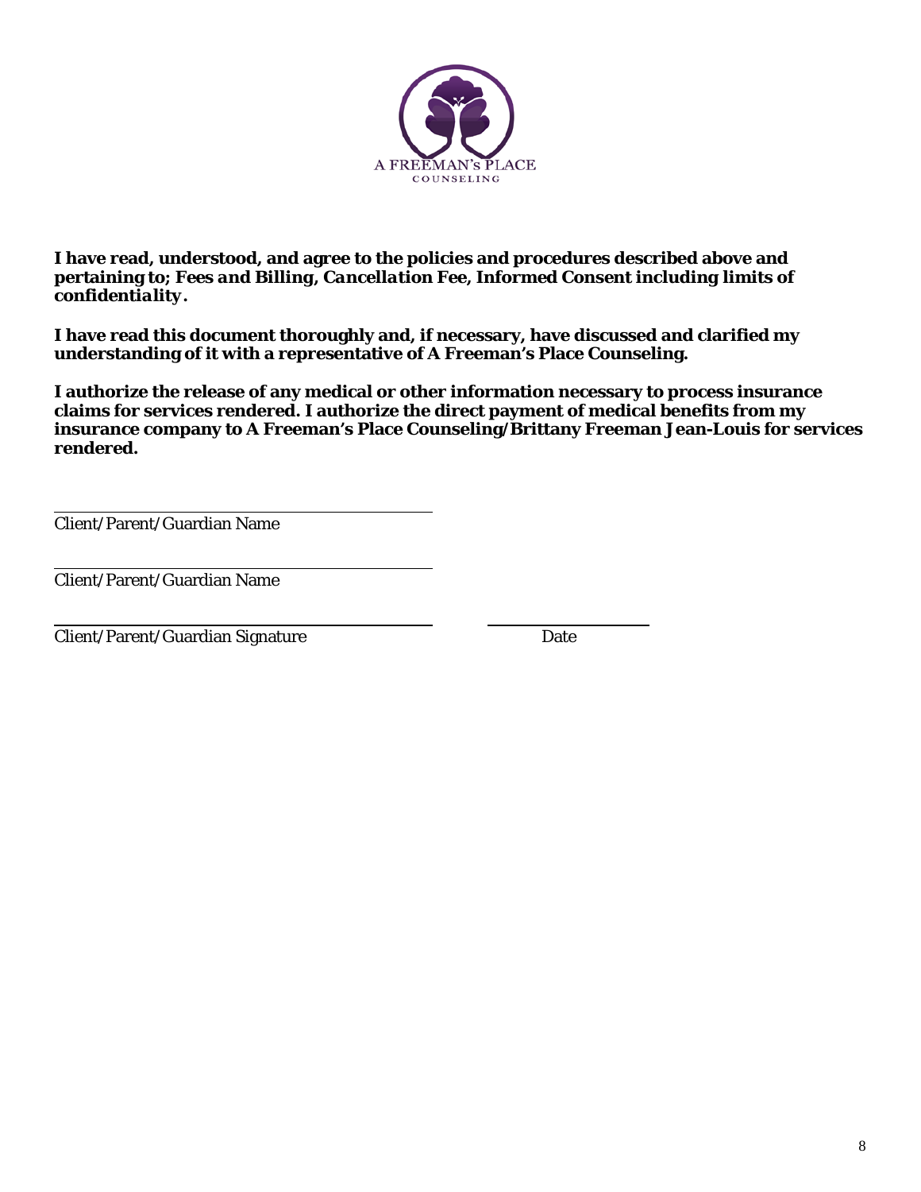A FREEMAN's PLACE
COUNSELING

**I have read, understood, and agree to the policies and procedures described above and pertaining to; *Fees and Billing, Cancellation Fee, Informed Consent including limits of confidentiality*.**

**I have read this document thoroughly and, if necessary, have discussed and clarified my understanding of it with a representative of A Freeman's Place Counseling.**

**I authorize the release of any medical or other information necessary to process insurance claims for services rendered. I authorize the direct payment of medical benefits from my insurance company to A Freeman's Place Counseling/Brittany Freeman Jean-Louis for services rendered.**

\_\_\_\_\_\_\_\_\_\_\_\_\_\_\_\_\_\_\_\_\_\_\_\_\_\_\_\_\_\_\_\_\_\_\_\_\_\_\_\_
Client/Parent/Guardian Name

\_\_\_\_\_\_\_\_\_\_\_\_\_\_\_\_\_\_\_\_\_\_\_\_\_\_\_\_\_\_\_\_\_\_\_\_\_\_\_\_
Client/Parent/Guardian Name

\_\_\_\_\_\_\_\_\_\_\_\_\_\_\_\_\_\_\_\_\_\_\_\_\_\_\_\_\_\_\_\_\_\_\_\_\_\_\_\_ \_\_\_\_\_\_\_\_\_\_\_\_\_\_\_\_\_\_
Client/Parent/Guardian Signature Date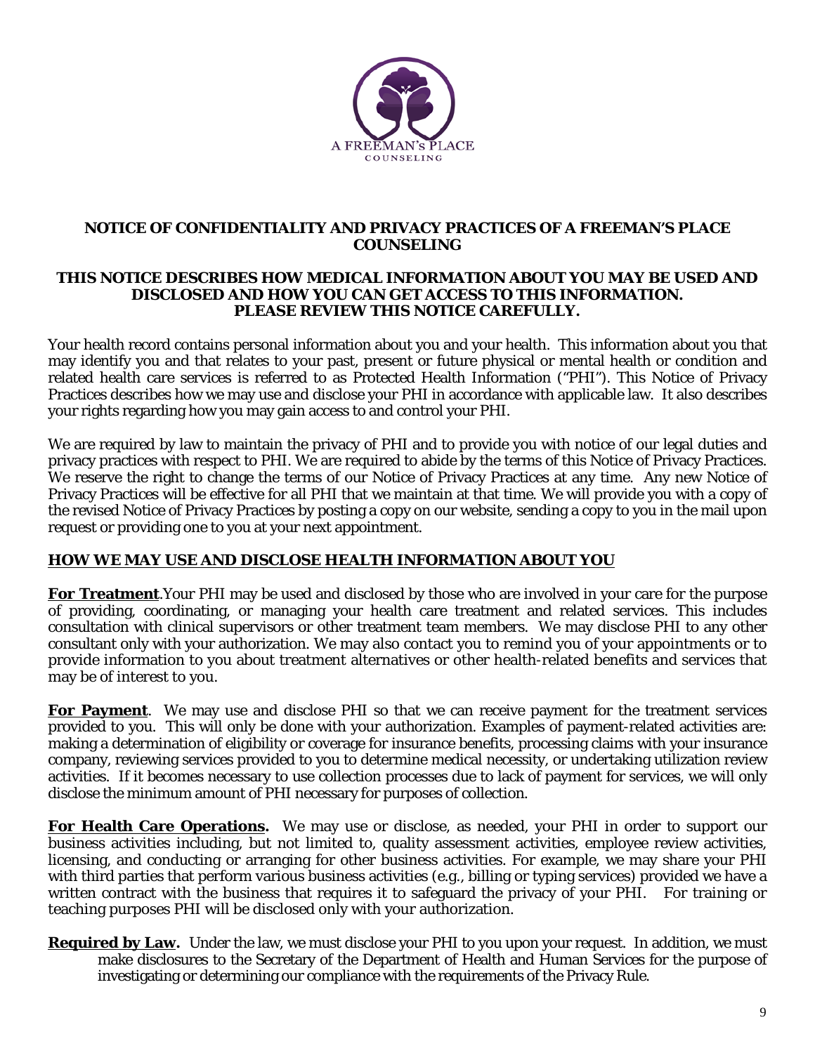A FREEMAN's PLACE COUNSELING

## NOTICE OF CONFIDENTIALITY AND PRIVACY PRACTICES OF A FREEMAN'S PLACE COUNSELING

**THIS NOTICE DESCRIBES HOW MEDICAL INFORMATION ABOUT YOU MAY BE USED AND DISCLOSED AND HOW YOU CAN GET ACCESS TO THIS INFORMATION. PLEASE REVIEW THIS NOTICE CAREFULLY.**

Your health record contains personal information about you and your health. This information about you that may identify you and that relates to your past, present or future physical or mental health or condition and related health care services is referred to as Protected Health Information ("PHI"). This Notice of Privacy Practices describes how we may use and disclose your PHI in accordance with applicable law. It also describes your rights regarding how you may gain access to and control your PHI.

We are required by law to maintain the privacy of PHI and to provide you with notice of our legal duties and privacy practices with respect to PHI. We are required to abide by the terms of this Notice of Privacy Practices. We reserve the right to change the terms of our Notice of Privacy Practices at any time. Any new Notice of Privacy Practices will be effective for all PHI that we maintain at that time. We will provide you with a copy of the revised Notice of Privacy Practices by posting a copy on our website, sending a copy to you in the mail upon request or providing one to you at your next appointment.

### HOW WE MAY USE AND DISCLOSE HEALTH INFORMATION ABOUT YOU

**For Treatment**.Your PHI may be used and disclosed by those who are involved in your care for the purpose of providing, coordinating, or managing your health care treatment and related services. This includes consultation with clinical supervisors or other treatment team members. We may disclose PHI to any other consultant only with your authorization. We may also contact you to remind you of your appointments or to provide information to you about treatment alternatives or other health-related benefits and services that may be of interest to you.

**For Payment**. We may use and disclose PHI so that we can receive payment for the treatment services provided to you. This will only be done with your authorization. Examples of payment-related activities are: making a determination of eligibility or coverage for insurance benefits, processing claims with your insurance company, reviewing services provided to you to determine medical necessity, or undertaking utilization review activities. If it becomes necessary to use collection processes due to lack of payment for services, we will only disclose the minimum amount of PHI necessary for purposes of collection.

**For Health Care Operations.** We may use or disclose, as needed, your PHI in order to support our business activities including, but not limited to, quality assessment activities, employee review activities, licensing, and conducting or arranging for other business activities. For example, we may share your PHI with third parties that perform various business activities (e.g., billing or typing services) provided we have a written contract with the business that requires it to safeguard the privacy of your PHI. For training or teaching purposes PHI will be disclosed only with your authorization.

**Required by Law.** Under the law, we must disclose your PHI to you upon your request. In addition, we must make disclosures to the Secretary of the Department of Health and Human Services for the purpose of investigating or determining our compliance with the requirements of the Privacy Rule.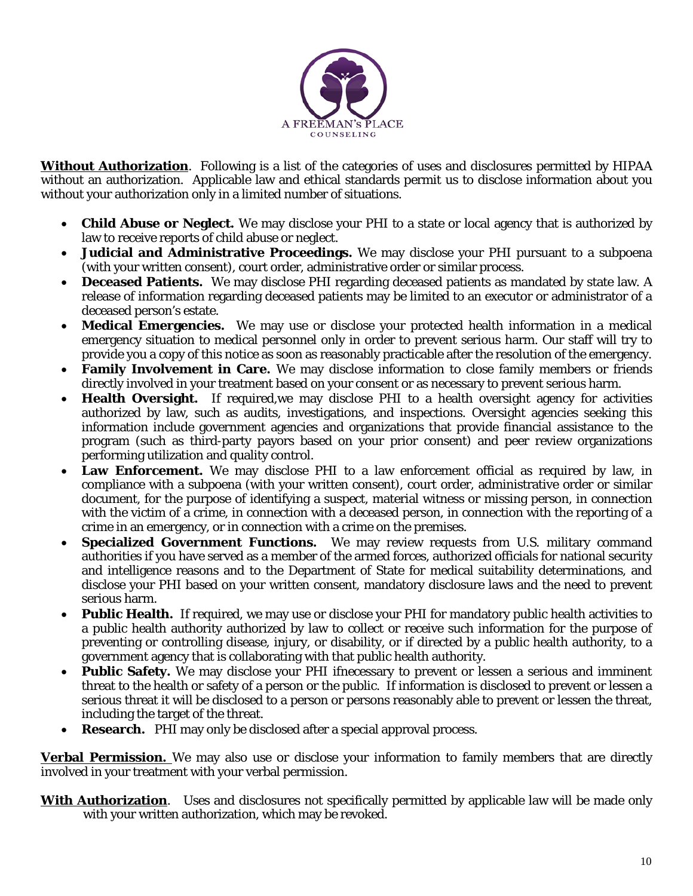**Without Authorization**. Following is a list of the categories of uses and disclosures permitted by HIPAA without an authorization. Applicable law and ethical standards permit us to disclose information about you without your authorization only in a limited number of situations.

- **Child Abuse or Neglect.** We may disclose your PHI to a state or local agency that is authorized by law to receive reports of child abuse or neglect.
- **Judicial and Administrative Proceedings.** We may disclose your PHI pursuant to a subpoena (with your written consent), court order, administrative order or similar process.
- **Deceased Patients.** We may disclose PHI regarding deceased patients as mandated by state law. A release of information regarding deceased patients may be limited to an executor or administrator of a deceased person's estate.
- **Medical Emergencies.** We may use or disclose your protected health information in a medical emergency situation to medical personnel only in order to prevent serious harm. Our staff will try to provide you a copy of this notice as soon as reasonably practicable after the resolution of the emergency.
- **Family Involvement in Care.** We may disclose information to close family members or friends directly involved in your treatment based on your consent or as necessary to prevent serious harm.
- **Health Oversight.** If required,we may disclose PHI to a health oversight agency for activities authorized by law, such as audits, investigations, and inspections. Oversight agencies seeking this information include government agencies and organizations that provide financial assistance to the program (such as third-party payors based on your prior consent) and peer review organizations performing utilization and quality control.
- **Law Enforcement.** We may disclose PHI to a law enforcement official as required by law, in compliance with a subpoena (with your written consent), court order, administrative order or similar document, for the purpose of identifying a suspect, material witness or missing person, in connection with the victim of a crime, in connection with a deceased person, in connection with the reporting of a crime in an emergency, or in connection with a crime on the premises.
- **Specialized Government Functions.** We may review requests from U.S. military command authorities if you have served as a member of the armed forces, authorized officials for national security and intelligence reasons and to the Department of State for medical suitability determinations, and disclose your PHI based on your written consent, mandatory disclosure laws and the need to prevent serious harm.
- **Public Health.** If required, we may use or disclose your PHI for mandatory public health activities to a public health authority authorized by law to collect or receive such information for the purpose of preventing or controlling disease, injury, or disability, or if directed by a public health authority, to a government agency that is collaborating with that public health authority.
- **Public Safety.** We may disclose your PHI ifnecessary to prevent or lessen a serious and imminent threat to the health or safety of a person or the public. If information is disclosed to prevent or lessen a serious threat it will be disclosed to a person or persons reasonably able to prevent or lessen the threat, including the target of the threat.
- **Research.** PHI may only be disclosed after a special approval process.

**Verbal Permission.** We may also use or disclose your information to family members that are directly involved in your treatment with your verbal permission.

**With Authorization**. Uses and disclosures not specifically permitted by applicable law will be made only with your written authorization, which may be revoked.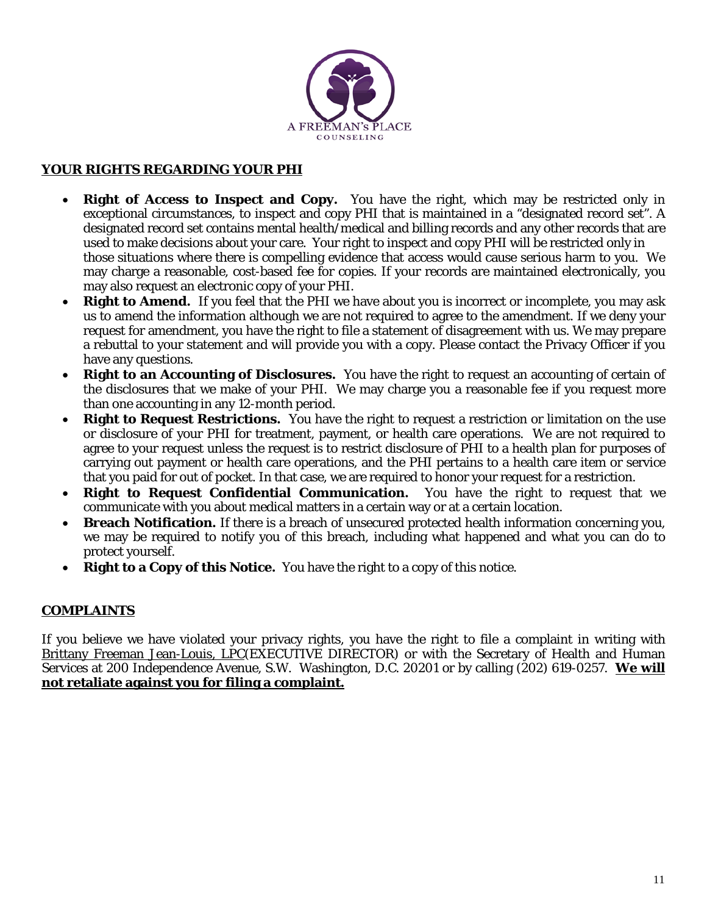## YOUR RIGHTS REGARDING YOUR PHI

- **Right of Access to Inspect and Copy.** You have the right, which may be restricted only in exceptional circumstances, to inspect and copy PHI that is maintained in a "designated record set". A designated record set contains mental health/medical and billing records and any other records that are used to make decisions about your care. Your right to inspect and copy PHI will be restricted only in those situations where there is compelling evidence that access would cause serious harm to you. We may charge a reasonable, cost-based fee for copies. If your records are maintained electronically, you may also request an electronic copy of your PHI.
- **Right to Amend.** If you feel that the PHI we have about you is incorrect or incomplete, you may ask us to amend the information although we are not required to agree to the amendment. If we deny your request for amendment, you have the right to file a statement of disagreement with us. We may prepare a rebuttal to your statement and will provide you with a copy. Please contact the Privacy Officer if you have any questions.
- **Right to an Accounting of Disclosures.** You have the right to request an accounting of certain of the disclosures that we make of your PHI. We may charge you a reasonable fee if you request more than one accounting in any 12-month period.
- **Right to Request Restrictions.** You have the right to request a restriction or limitation on the use or disclosure of your PHI for treatment, payment, or health care operations. We are not required to agree to your request unless the request is to restrict disclosure of PHI to a health plan for purposes of carrying out payment or health care operations, and the PHI pertains to a health care item or service that you paid for out of pocket. In that case, we are required to honor your request for a restriction.
- **Right to Request Confidential Communication.** You have the right to request that we communicate with you about medical matters in a certain way or at a certain location.
- **Breach Notification.** If there is a breach of unsecured protected health information concerning you, we may be required to notify you of this breach, including what happened and what you can do to protect yourself.
- **Right to a Copy of this Notice.** You have the right to a copy of this notice.

## COMPLAINTS

If you believe we have violated your privacy rights, you have the right to file a complaint in writing with Brittany Freeman Jean-Louis, LPC(EXECUTIVE DIRECTOR) or with the Secretary of Health and Human Services at 200 Independence Avenue, S.W. Washington, D.C. 20201 or by calling (202) 619-0257. **We will not retaliate against you for filing a complaint.**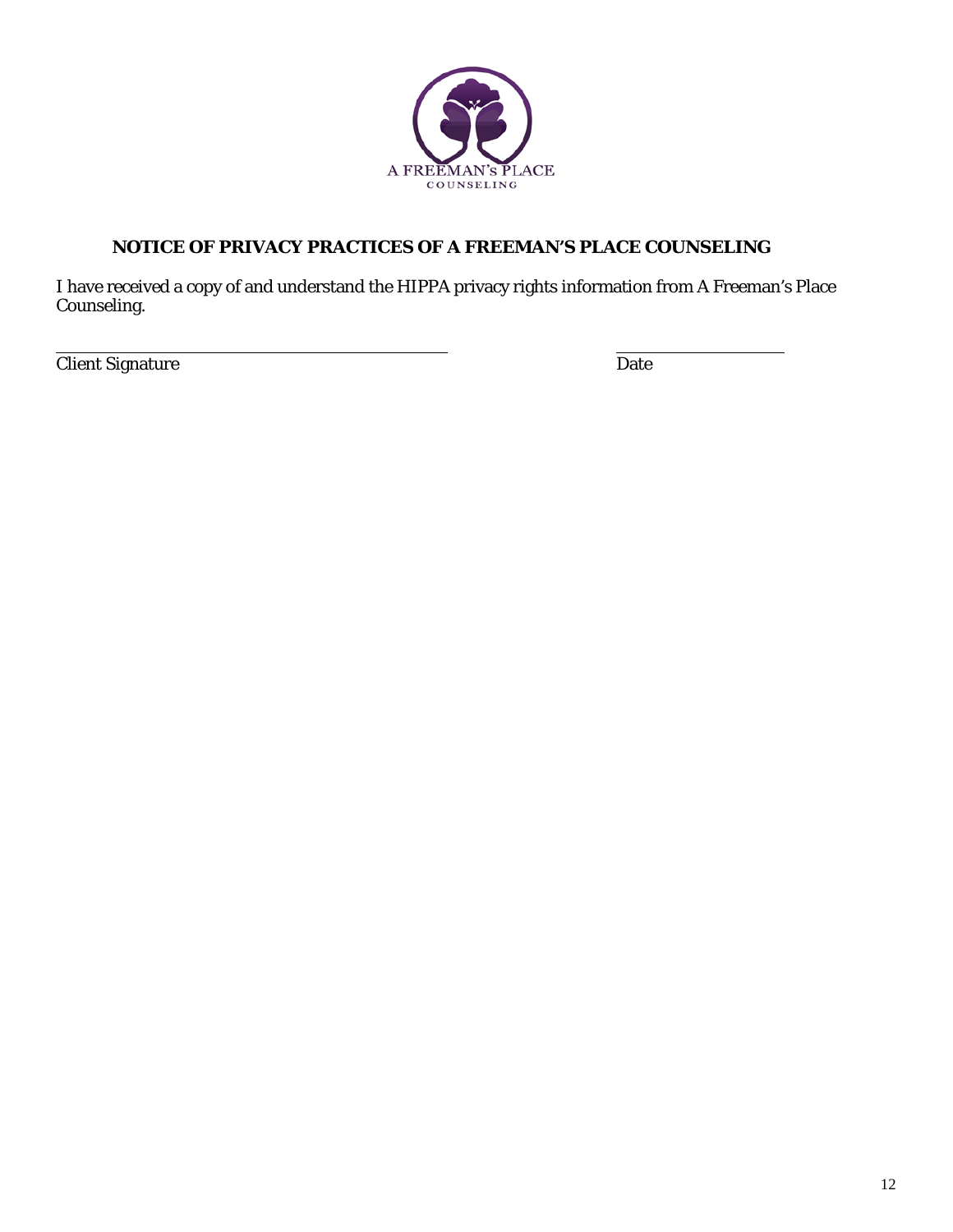A FREEMAN's PLACE
COUNSELING

## NOTICE OF PRIVACY PRACTICES OF A FREEMAN'S PLACE COUNSELING

I have received a copy of and understand the HIPPA privacy rights information from A Freeman's Place Counseling.

_______________________________________ &nbsp;&nbsp;&nbsp;&nbsp;&nbsp;&nbsp;&nbsp;&nbsp;&nbsp;&nbsp;&nbsp;&nbsp; ____________________

Client Signature &nbsp;&nbsp;&nbsp;&nbsp;&nbsp;&nbsp;&nbsp;&nbsp;&nbsp;&nbsp;&nbsp;&nbsp;&nbsp;&nbsp;&nbsp;&nbsp;&nbsp;&nbsp;&nbsp;&nbsp;&nbsp;&nbsp;&nbsp;&nbsp;&nbsp;&nbsp;&nbsp;&nbsp;&nbsp;&nbsp;&nbsp;&nbsp;&nbsp;&nbsp;&nbsp;&nbsp;&nbsp;&nbsp;&nbsp;&nbsp; Date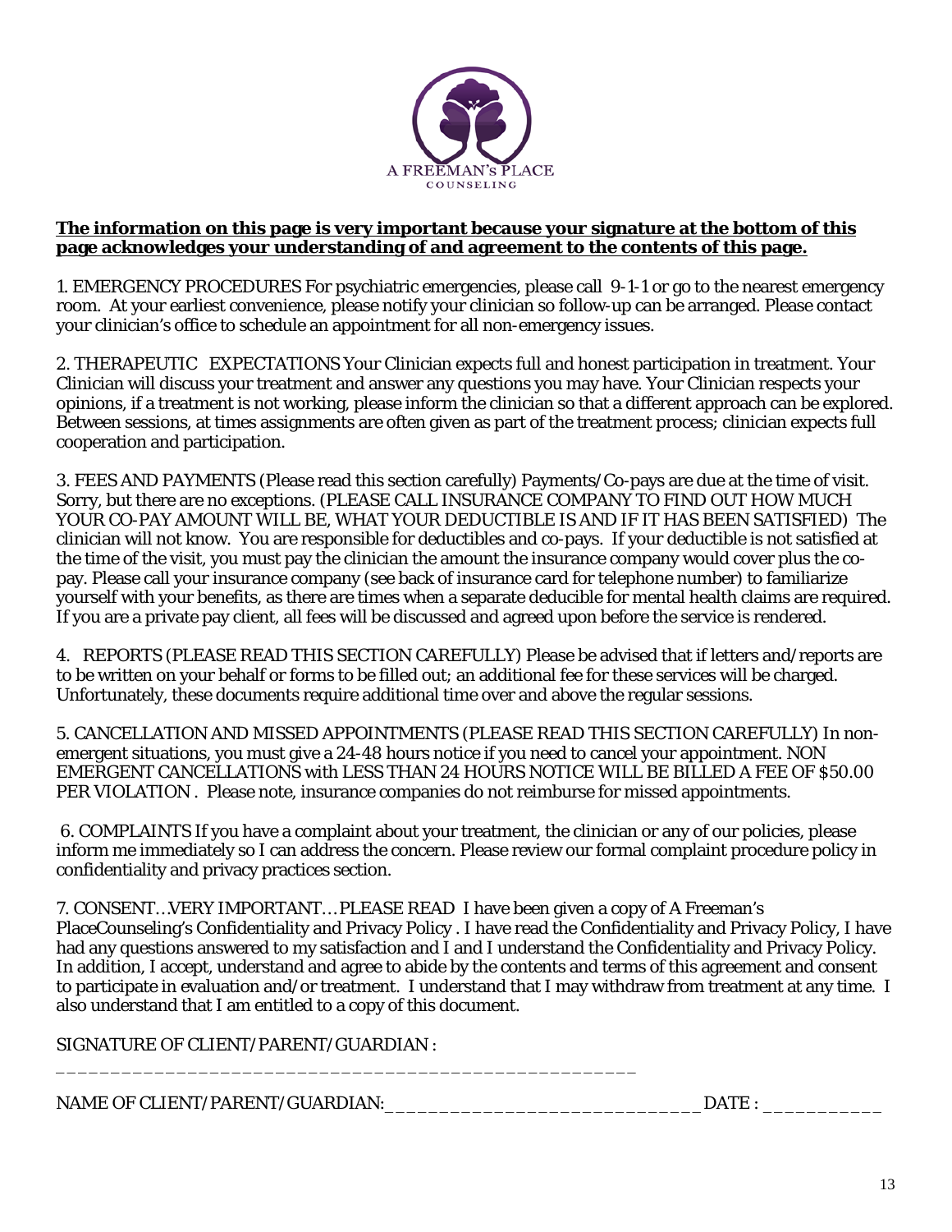A FREEMAN's PLACE
COUNSELING

**The information on this page is very important because your signature at the bottom of this page acknowledges your understanding of and agreement to the contents of this page.**

1. EMERGENCY PROCEDURES For psychiatric emergencies, please call 9-1-1 or go to the nearest emergency room. At your earliest convenience, please notify your clinician so follow-up can be arranged. Please contact your clinician's office to schedule an appointment for all non-emergency issues.

2. THERAPEUTIC EXPECTATIONS Your Clinician expects full and honest participation in treatment. Your Clinician will discuss your treatment and answer any questions you may have. Your Clinician respects your opinions, if a treatment is not working, please inform the clinician so that a different approach can be explored. Between sessions, at times assignments are often given as part of the treatment process; clinician expects full cooperation and participation.

3. FEES AND PAYMENTS (Please read this section carefully) Payments/Co-pays are due at the time of visit. Sorry, but there are no exceptions. (PLEASE CALL INSURANCE COMPANY TO FIND OUT HOW MUCH YOUR CO-PAY AMOUNT WILL BE, WHAT YOUR DEDUCTIBLE IS AND IF IT HAS BEEN SATISFIED) The clinician will not know. You are responsible for deductibles and co-pays. If your deductible is not satisfied at the time of the visit, you must pay the clinician the amount the insurance company would cover plus the co-pay. Please call your insurance company (see back of insurance card for telephone number) to familiarize yourself with your benefits, as there are times when a separate deducible for mental health claims are required. If you are a private pay client, all fees will be discussed and agreed upon before the service is rendered.

4. REPORTS (PLEASE READ THIS SECTION CAREFULLY) Please be advised that if letters and/reports are to be written on your behalf or forms to be filled out; an additional fee for these services will be charged. Unfortunately, these documents require additional time over and above the regular sessions.

5. CANCELLATION AND MISSED APPOINTMENTS (PLEASE READ THIS SECTION CAREFULLY) In non-emergent situations, you must give a 24-48 hours notice if you need to cancel your appointment. NON EMERGENT CANCELLATIONS with LESS THAN 24 HOURS NOTICE WILL BE BILLED A FEE OF $50.00 PER VIOLATION . Please note, insurance companies do not reimburse for missed appointments.

6. COMPLAINTS If you have a complaint about your treatment, the clinician or any of our policies, please inform me immediately so I can address the concern. Please review our formal complaint procedure policy in confidentiality and privacy practices section.

7. CONSENT…VERY IMPORTANT…PLEASE READ I have been given a copy of A Freeman's PlaceCounseling's Confidentiality and Privacy Policy . I have read the Confidentiality and Privacy Policy, I have had any questions answered to my satisfaction and I and I understand the Confidentiality and Privacy Policy. In addition, I accept, understand and agree to abide by the contents and terms of this agreement and consent to participate in evaluation and/or treatment. I understand that I may withdraw from treatment at any time. I also understand that I am entitled to a copy of this document.

SIGNATURE OF CLIENT/PARENT/GUARDIAN :

_____________________________________________________

NAME OF CLIENT/PARENT/GUARDIAN:_____________________________ DATE : ___________